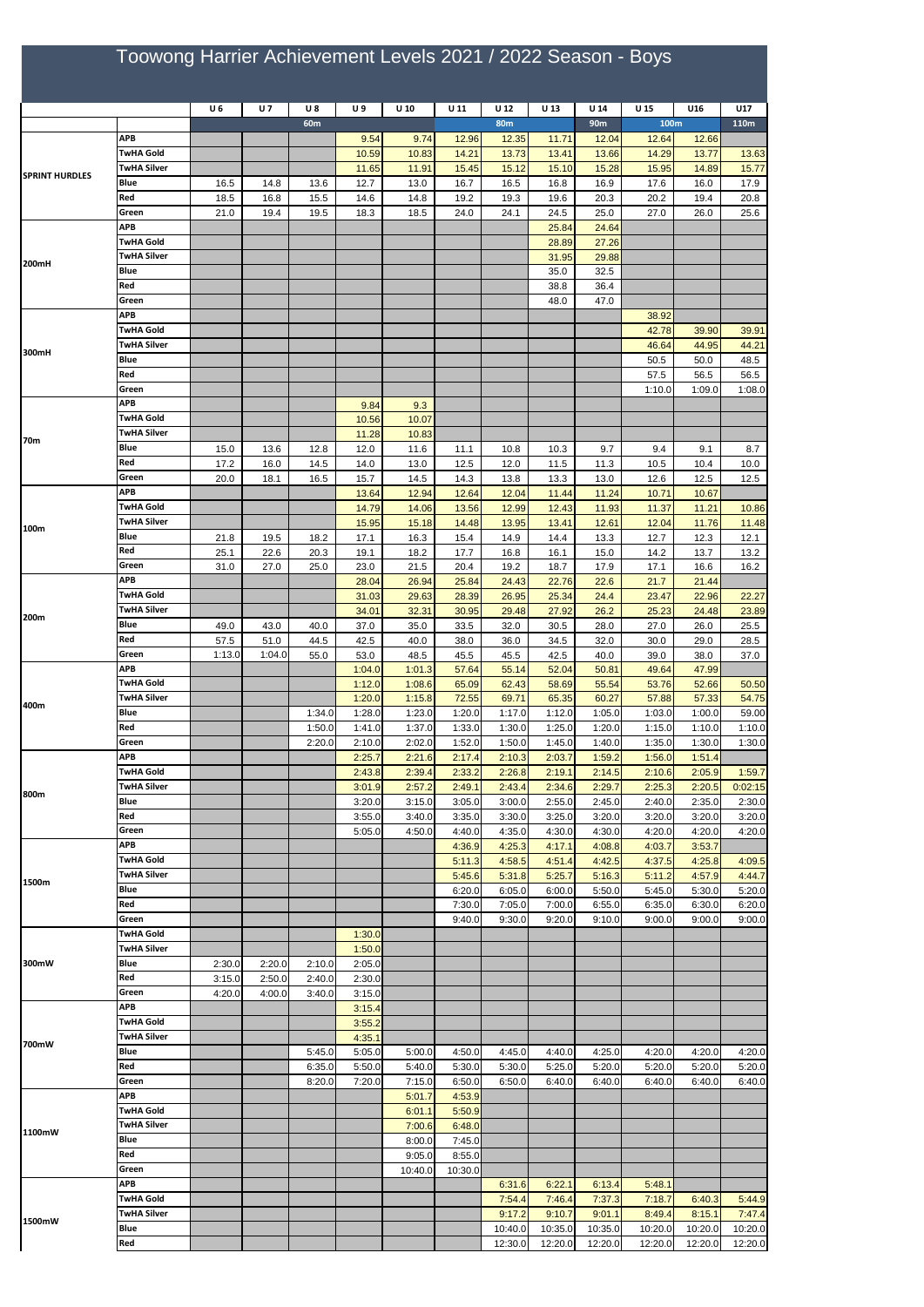# Toowong Harrier Achievement Levels 2021 / 2022 Season - Boys

| | | U 6 | U 7 | U 8 | U 9 | U 10 | U 11 | U 12 | U 13 | U 14 | U 15 | U16 | U17 |
|---|---|---|---|---|---|---|---|---|---|---|---|---|---|
| | | | | 60m | | | | 80m | | 90m | 100m | | 110m |
| SPRINT HURDLES | APB | | | | 9.54 | 9.74 | 12.96 | 12.35 | 11.71 | 12.04 | 12.64 | 12.66 | |
| | TwHA Gold | | | | 10.59 | 10.83 | 14.21 | 13.73 | 13.41 | 13.66 | 14.29 | 13.77 | 13.63 |
| | TwHA Silver | | | | 11.65 | 11.91 | 15.45 | 15.12 | 15.10 | 15.28 | 15.95 | 14.89 | 15.77 |
| | Blue | 16.5 | 14.8 | 13.6 | 12.7 | 13.0 | 16.7 | 16.5 | 16.8 | 16.9 | 17.6 | 16.0 | 17.9 |
| | Red | 18.5 | 16.8 | 15.5 | 14.6 | 14.8 | 19.2 | 19.3 | 19.6 | 20.3 | 20.2 | 19.4 | 20.8 |
| | Green | 21.0 | 19.4 | 19.5 | 18.3 | 18.5 | 24.0 | 24.1 | 24.5 | 25.0 | 27.0 | 26.0 | 25.6 |
| 200mH | APB | | | | | | | | 25.84 | 24.64 | | | |
| | TwHA Gold | | | | | | | | 28.89 | 27.26 | | | |
| | TwHA Silver | | | | | | | | 31.95 | 29.88 | | | |
| | Blue | | | | | | | | 35.0 | 32.5 | | | |
| | Red | | | | | | | | 38.8 | 36.4 | | | |
| | Green | | | | | | | | 48.0 | 47.0 | | | |
| 300mH | APB | | | | | | | | | | 38.92 | | |
| | TwHA Gold | | | | | | | | | | 42.78 | 39.90 | 39.91 |
| | TwHA Silver | | | | | | | | | | 46.64 | 44.95 | 44.21 |
| | Blue | | | | | | | | | | 50.5 | 50.0 | 48.5 |
| | Red | | | | | | | | | | 57.5 | 56.5 | 56.5 |
| | Green | | | | | | | | | | 1:10.0 | 1:09.0 | 1:08.0 |
| 70m | APB | | | | 9.84 | 9.3 | | | | | | | |
| | TwHA Gold | | | | 10.56 | 10.07 | | | | | | | |
| | TwHA Silver | | | | 11.28 | 10.83 | | | | | | | |
| | Blue | 15.0 | 13.6 | 12.8 | 12.0 | 11.6 | 11.1 | 10.8 | 10.3 | 9.7 | 9.4 | 9.1 | 8.7 |
| | Red | 17.2 | 16.0 | 14.5 | 14.0 | 13.0 | 12.5 | 12.0 | 11.5 | 11.3 | 10.5 | 10.4 | 10.0 |
| | Green | 20.0 | 18.1 | 16.5 | 15.7 | 14.5 | 14.3 | 13.8 | 13.3 | 13.0 | 12.6 | 12.5 | 12.5 |
| 100m | APB | | | | 13.64 | 12.94 | 12.64 | 12.04 | 11.44 | 11.24 | 10.71 | 10.67 | |
| | TwHA Gold | | | | 14.79 | 14.06 | 13.56 | 12.99 | 12.43 | 11.93 | 11.37 | 11.21 | 10.86 |
| | TwHA Silver | | | | 15.95 | 15.18 | 14.48 | 13.95 | 13.41 | 12.61 | 12.04 | 11.76 | 11.48 |
| | Blue | 21.8 | 19.5 | 18.2 | 17.1 | 16.3 | 15.4 | 14.9 | 14.4 | 13.3 | 12.7 | 12.3 | 12.1 |
| | Red | 25.1 | 22.6 | 20.3 | 19.1 | 18.2 | 17.7 | 16.8 | 16.1 | 15.0 | 14.2 | 13.7 | 13.2 |
| | Green | 31.0 | 27.0 | 25.0 | 23.0 | 21.5 | 20.4 | 19.2 | 18.7 | 17.9 | 17.1 | 16.6 | 16.2 |
| 200m | APB | | | | 28.04 | 26.94 | 25.84 | 24.43 | 22.76 | 22.6 | 21.7 | 21.44 | |
| | TwHA Gold | | | | 31.03 | 29.63 | 28.39 | 26.95 | 25.34 | 24.4 | 23.47 | 22.96 | 22.27 |
| | TwHA Silver | | | | 34.01 | 32.31 | 30.95 | 29.48 | 27.92 | 26.2 | 25.23 | 24.48 | 23.89 |
| | Blue | 49.0 | 43.0 | 40.0 | 37.0 | 35.0 | 33.5 | 32.0 | 30.5 | 28.0 | 27.0 | 26.0 | 25.5 |
| | Red | 57.5 | 51.0 | 44.5 | 42.5 | 40.0 | 38.0 | 36.0 | 34.5 | 32.0 | 30.0 | 29.0 | 28.5 |
| | Green | 1:13.0 | 1:04.0 | 55.0 | 53.0 | 48.5 | 45.5 | 45.5 | 42.5 | 40.0 | 39.0 | 38.0 | 37.0 |
| 400m | APB | | | | 1:04.0 | 1:01.3 | 57.64 | 55.14 | 52.04 | 50.81 | 49.64 | 47.99 | |
| | TwHA Gold | | | | 1:12.0 | 1:08.6 | 65.09 | 62.43 | 58.69 | 55.54 | 53.76 | 52.66 | 50.50 |
| | TwHA Silver | | | | 1:20.0 | 1:15.8 | 72.55 | 69.71 | 65.35 | 60.27 | 57.88 | 57.33 | 54.75 |
| | Blue | | | 1:34.0 | 1:28.0 | 1:23.0 | 1:20.0 | 1:17.0 | 1:12.0 | 1:05.0 | 1:03.0 | 1:00.0 | 59.00 |
| | Red | | | 1:50.0 | 1:41.0 | 1:37.0 | 1:33.0 | 1:30.0 | 1:25.0 | 1:20.0 | 1:15.0 | 1:10.0 | 1:10.0 |
| | Green | | | 2:20.0 | 2:10.0 | 2:02.0 | 1:52.0 | 1:50.0 | 1:45.0 | 1:40.0 | 1:35.0 | 1:30.0 | 1:30.0 |
| 800m | APB | | | | 2:25.7 | 2:21.6 | 2:17.4 | 2:10.3 | 2:03.7 | 1:59.2 | 1:56.0 | 1:51.4 | |
| | TwHA Gold | | | | 2:43.8 | 2:39.4 | 2:33.2 | 2:26.8 | 2:19.1 | 2:14.5 | 2:10.6 | 2:05.9 | 1:59.7 |
| | TwHA Silver | | | | 3:01.9 | 2:57.2 | 2:49.1 | 2:43.4 | 2:34.6 | 2:29.7 | 2:25.3 | 2:20.5 | 0:02:15 |
| | Blue | | | | 3:20.0 | 3:15.0 | 3:05.0 | 3:00.0 | 2:55.0 | 2:45.0 | 2:40.0 | 2:35.0 | 2:30.0 |
| | Red | | | | 3:55.0 | 3:40.0 | 3:35.0 | 3:30.0 | 3:25.0 | 3:20.0 | 3:20.0 | 3:20.0 | 3:20.0 |
| | Green | | | | 5:05.0 | 4:50.0 | 4:40.0 | 4:35.0 | 4:30.0 | 4:30.0 | 4:20.0 | 4:20.0 | 4:20.0 |
| 1500m | APB | | | | | | 4:36.9 | 4:25.3 | 4:17.1 | 4:08.8 | 4:03.7 | 3:53.7 | |
| | TwHA Gold | | | | | | 5:11.3 | 4:58.5 | 4:51.4 | 4:42.5 | 4:37.5 | 4:25.8 | 4:09.5 |
| | TwHA Silver | | | | | | 5:45.6 | 5:31.8 | 5:25.7 | 5:16.3 | 5:11.2 | 4:57.9 | 4:44.7 |
| | Blue | | | | | | 6:20.0 | 6:05.0 | 6:00.0 | 5:50.0 | 5:45.0 | 5:30.0 | 5:20.0 |
| | Red | | | | | | 7:30.0 | 7:05.0 | 7:00.0 | 6:55.0 | 6:35.0 | 6:30.0 | 6:20.0 |
| | Green | | | | | | 9:40.0 | 9:30.0 | 9:20.0 | 9:10.0 | 9:00.0 | 9:00.0 | 9:00.0 |
| 300mW | TwHA Gold | | | | 1:30.0 | | | | | | | | |
| | TwHA Silver | | | | 1:50.0 | | | | | | | | |
| | Blue | 2:30.0 | 2:20.0 | 2:10.0 | 2:05.0 | | | | | | | | |
| | Red | 3:15.0 | 2:50.0 | 2:40.0 | 2:30.0 | | | | | | | | |
| | Green | 4:20.0 | 4:00.0 | 3:40.0 | 3:15.0 | | | | | | | | |
| 700mW | APB | | | | 3:15.4 | | | | | | | | |
| | TwHA Gold | | | | 3:55.2 | | | | | | | | |
| | TwHA Silver | | | | 4:35.1 | | | | | | | | |
| | Blue | | | 5:45.0 | 5:05.0 | 5:00.0 | 4:50.0 | 4:45.0 | 4:40.0 | 4:25.0 | 4:20.0 | 4:20.0 | 4:20.0 |
| | Red | | | 6:35.0 | 5:50.0 | 5:40.0 | 5:30.0 | 5:30.0 | 5:25.0 | 5:20.0 | 5:20.0 | 5:20.0 | 5:20.0 |
| | Green | | | 8:20.0 | 7:20.0 | 7:15.0 | 6:50.0 | 6:50.0 | 6:40.0 | 6:40.0 | 6:40.0 | 6:40.0 | 6:40.0 |
| 1100mW | APB | | | | | 5:01.7 | 4:53.9 | | | | | | |
| | TwHA Gold | | | | | 6:01.1 | 5:50.9 | | | | | | |
| | TwHA Silver | | | | | 7:00.6 | 6:48.0 | | | | | | |
| | Blue | | | | | 8:00.0 | 7:45.0 | | | | | | |
| | Red | | | | | 9:05.0 | 8:55.0 | | | | | | |
| | Green | | | | | 10:40.0 | 10:30.0 | | | | | | |
| 1500mW | APB | | | | | | | 6:31.6 | 6:22.1 | 6:13.4 | 5:48.1 | | |
| | TwHA Gold | | | | | | | 7:54.4 | 7:46.4 | 7:37.3 | 7:18.7 | 6:40.3 | 5:44.9 |
| | TwHA Silver | | | | | | | 9:17.2 | 9:10.7 | 9:01.1 | 8:49.4 | 8:15.1 | 7:47.4 |
| | Blue | | | | | | | 10:40.0 | 10:35.0 | 10:35.0 | 10:20.0 | 10:20.0 | 10:20.0 |
| | Red | | | | | | | 12:30.0 | 12:20.0 | 12:20.0 | 12:20.0 | 12:20.0 | 12:20.0 |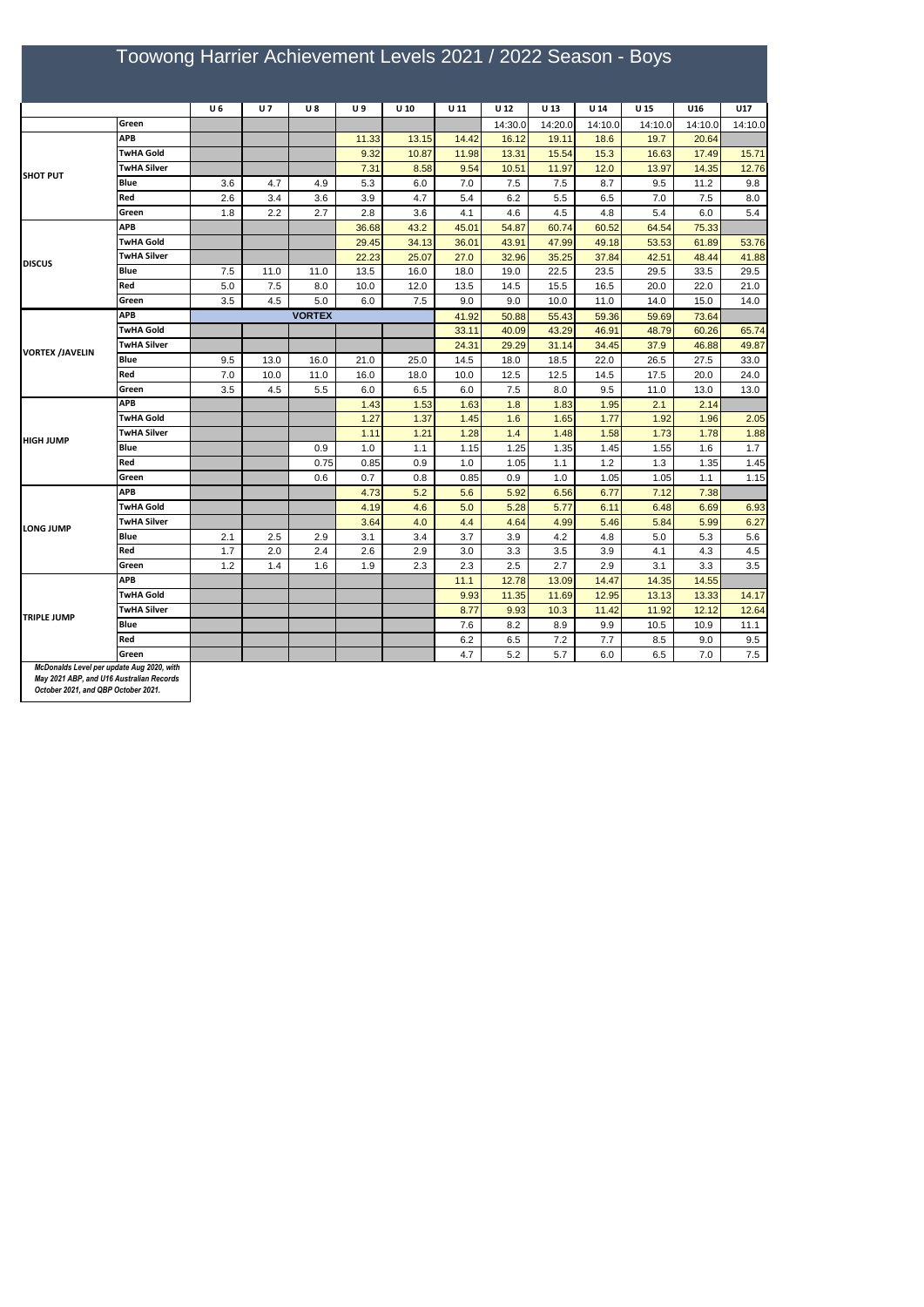# Toowong Harrier Achievement Levels 2021 / 2022 Season - Boys

| | | U 6 | U 7 | U 8 | U 9 | U 10 | U 11 | U 12 | U 13 | U 14 | U 15 | U16 | U17 |
|---|---|---|---|---|---|---|---|---|---|---|---|---|---|
| | Green | | | | | | | 14:30.0 | 14:20.0 | 14:10.0 | 14:10.0 | 14:10.0 | 14:10.0 |
| SHOT PUT | APB | | | | 11.33 | 13.15 | 14.42 | 16.12 | 19.11 | 18.6 | 19.7 | 20.64 | |
| | TwHA Gold | | | | 9.32 | 10.87 | 11.98 | 13.31 | 15.54 | 15.3 | 16.63 | 17.49 | 15.71 |
| | TwHA Silver | | | | 7.31 | 8.58 | 9.54 | 10.51 | 11.97 | 12.0 | 13.97 | 14.35 | 12.76 |
| | Blue | 3.6 | 4.7 | 4.9 | 5.3 | 6.0 | 7.0 | 7.5 | 7.5 | 8.7 | 9.5 | 11.2 | 9.8 |
| | Red | 2.6 | 3.4 | 3.6 | 3.9 | 4.7 | 5.4 | 6.2 | 5.5 | 6.5 | 7.0 | 7.5 | 8.0 |
| | Green | 1.8 | 2.2 | 2.7 | 2.8 | 3.6 | 4.1 | 4.6 | 4.5 | 4.8 | 5.4 | 6.0 | 5.4 |
| DISCUS | APB | | | | 36.68 | 43.2 | 45.01 | 54.87 | 60.74 | 60.52 | 64.54 | 75.33 | |
| | TwHA Gold | | | | 29.45 | 34.13 | 36.01 | 43.91 | 47.99 | 49.18 | 53.53 | 61.89 | 53.76 |
| | TwHA Silver | | | | 22.23 | 25.07 | 27.0 | 32.96 | 35.25 | 37.84 | 42.51 | 48.44 | 41.88 |
| | Blue | 7.5 | 11.0 | 11.0 | 13.5 | 16.0 | 18.0 | 19.0 | 22.5 | 23.5 | 29.5 | 33.5 | 29.5 |
| | Red | 5.0 | 7.5 | 8.0 | 10.0 | 12.0 | 13.5 | 14.5 | 15.5 | 16.5 | 20.0 | 22.0 | 21.0 |
| | Green | 3.5 | 4.5 | 5.0 | 6.0 | 7.5 | 9.0 | 9.0 | 10.0 | 11.0 | 14.0 | 15.0 | 14.0 |
| VORTEX /JAVELIN | APB | VORTEX | | | | | 41.92 | 50.88 | 55.43 | 59.36 | 59.69 | 73.64 | |
| | TwHA Gold | | | | | | 33.11 | 40.09 | 43.29 | 46.91 | 48.79 | 60.26 | 65.74 |
| | TwHA Silver | | | | | | 24.31 | 29.29 | 31.14 | 34.45 | 37.9 | 46.88 | 49.87 |
| | Blue | 9.5 | 13.0 | 16.0 | 21.0 | 25.0 | 14.5 | 18.0 | 18.5 | 22.0 | 26.5 | 27.5 | 33.0 |
| | Red | 7.0 | 10.0 | 11.0 | 16.0 | 18.0 | 10.0 | 12.5 | 12.5 | 14.5 | 17.5 | 20.0 | 24.0 |
| | Green | 3.5 | 4.5 | 5.5 | 6.0 | 6.5 | 6.0 | 7.5 | 8.0 | 9.5 | 11.0 | 13.0 | 13.0 |
| HIGH JUMP | APB | | | | 1.43 | 1.53 | 1.63 | 1.8 | 1.83 | 1.95 | 2.1 | 2.14 | |
| | TwHA Gold | | | | 1.27 | 1.37 | 1.45 | 1.6 | 1.65 | 1.77 | 1.92 | 1.96 | 2.05 |
| | TwHA Silver | | | | 1.11 | 1.21 | 1.28 | 1.4 | 1.48 | 1.58 | 1.73 | 1.78 | 1.88 |
| | Blue | | | 0.9 | 1.0 | 1.1 | 1.15 | 1.25 | 1.35 | 1.45 | 1.55 | 1.6 | 1.7 |
| | Red | | | 0.75 | 0.85 | 0.9 | 1.0 | 1.05 | 1.1 | 1.2 | 1.3 | 1.35 | 1.45 |
| | Green | | | 0.6 | 0.7 | 0.8 | 0.85 | 0.9 | 1.0 | 1.05 | 1.05 | 1.1 | 1.15 |
| LONG JUMP | APB | | | | 4.73 | 5.2 | 5.6 | 5.92 | 6.56 | 6.77 | 7.12 | 7.38 | |
| | TwHA Gold | | | | 4.19 | 4.6 | 5.0 | 5.28 | 5.77 | 6.11 | 6.48 | 6.69 | 6.93 |
| | TwHA Silver | | | | 3.64 | 4.0 | 4.4 | 4.64 | 4.99 | 5.46 | 5.84 | 5.99 | 6.27 |
| | Blue | 2.1 | 2.5 | 2.9 | 3.1 | 3.4 | 3.7 | 3.9 | 4.2 | 4.8 | 5.0 | 5.3 | 5.6 |
| | Red | 1.7 | 2.0 | 2.4 | 2.6 | 2.9 | 3.0 | 3.3 | 3.5 | 3.9 | 4.1 | 4.3 | 4.5 |
| | Green | 1.2 | 1.4 | 1.6 | 1.9 | 2.3 | 2.3 | 2.5 | 2.7 | 2.9 | 3.1 | 3.3 | 3.5 |
| TRIPLE JUMP | APB | | | | | | 11.1 | 12.78 | 13.09 | 14.47 | 14.35 | 14.55 | |
| | TwHA Gold | | | | | | 9.93 | 11.35 | 11.69 | 12.95 | 13.13 | 13.33 | 14.17 |
| | TwHA Silver | | | | | | 8.77 | 9.93 | 10.3 | 11.42 | 11.92 | 12.12 | 12.64 |
| | Blue | | | | | | 7.6 | 8.2 | 8.9 | 9.9 | 10.5 | 10.9 | 11.1 |
| | Red | | | | | | 6.2 | 6.5 | 7.2 | 7.7 | 8.5 | 9.0 | 9.5 |
| | Green | | | | | | 4.7 | 5.2 | 5.7 | 6.0 | 6.5 | 7.0 | 7.5 |

*McDonalds Level per update Aug 2020, with May 2021 ABP, and U16 Australian Records October 2021, and QBP October 2021.*